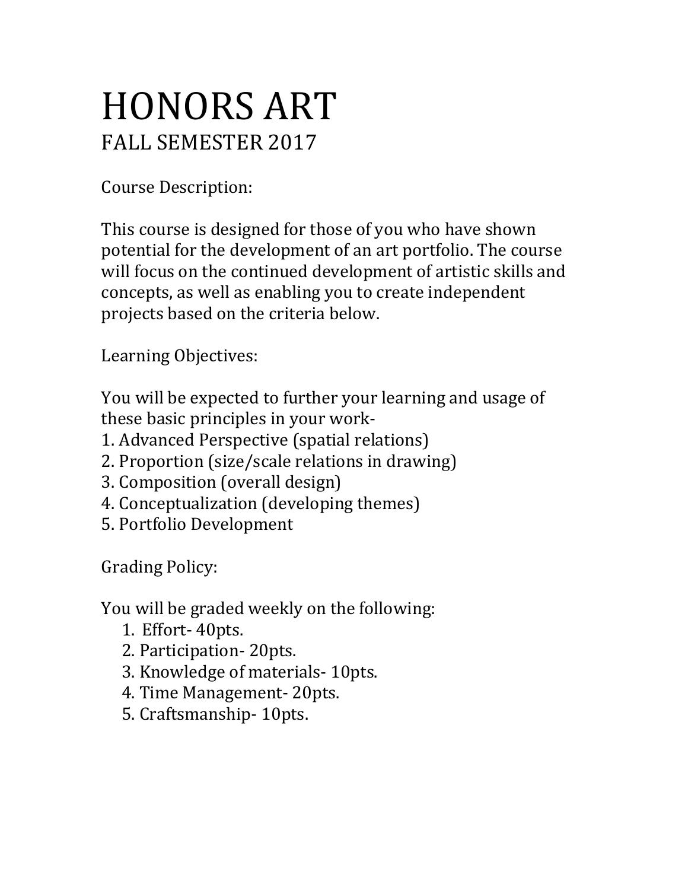# HONORS ART

## FALL SEMESTER 2017

Course Description:

This course is designed for those of you who have shown potential for the development of an art portfolio. The course will focus on the continued development of artistic skills and concepts, as well as enabling you to create independent projects based on the criteria below.

Learning Objectives:

You will be expected to further your learning and usage of these basic principles in your work-

1. Advanced Perspective (spatial relations)
2. Proportion (size/scale relations in drawing)
3. Composition (overall design)
4. Conceptualization (developing themes)
5. Portfolio Development

Grading Policy:

You will be graded weekly on the following:

1. Effort- 40pts.
2. Participation- 20pts.
3. Knowledge of materials- 10pts.
4. Time Management- 20pts.
5. Craftsmanship- 10pts.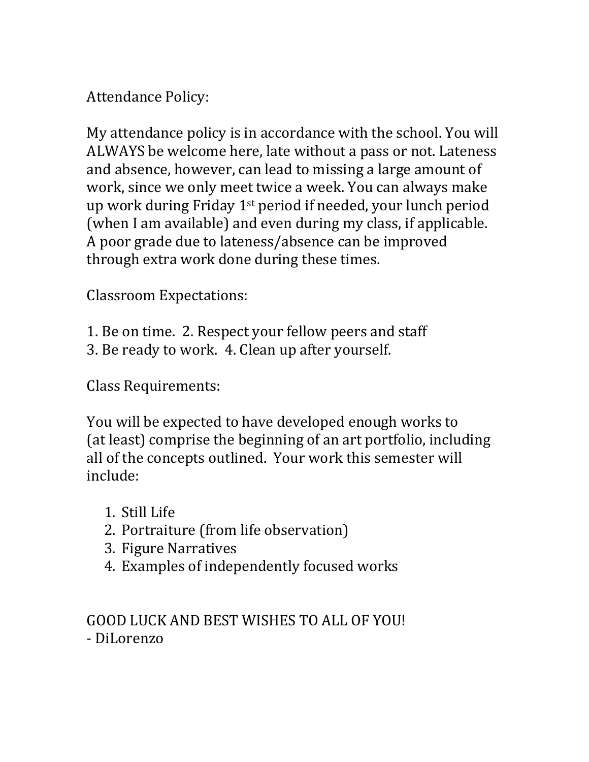Attendance Policy:

My attendance policy is in accordance with the school. You will ALWAYS be welcome here, late without a pass or not. Lateness and absence, however, can lead to missing a large amount of work, since we only meet twice a week. You can always make up work during Friday 1st period if needed, your lunch period (when I am available) and even during my class, if applicable. A poor grade due to lateness/absence can be improved through extra work done during these times.

Classroom Expectations:

1. Be on time. 2. Respect your fellow peers and staff
3. Be ready to work. 4. Clean up after yourself.

Class Requirements:

You will be expected to have developed enough works to (at least) comprise the beginning of an art portfolio, including all of the concepts outlined. Your work this semester will include:

1. Still Life
2. Portraiture (from life observation)
3. Figure Narratives
4. Examples of independently focused works

GOOD LUCK AND BEST WISHES TO ALL OF YOU!
- DiLorenzo